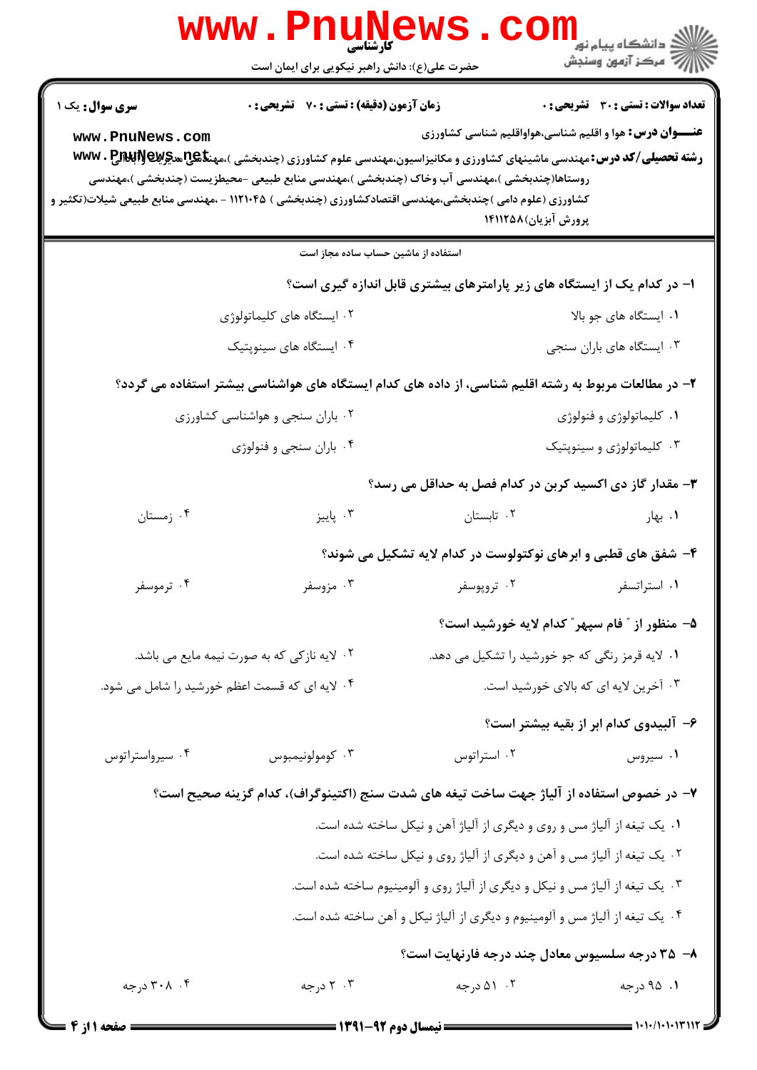**سری سوال:** یک ۱ | **زمان آزمون (دقیقه) : تستی : ۷۰ تشریحی : ۰** | **تعداد سوالات : تستی : ۳۰ تشریحی : ۰**

**عنـــوان درس:** هوا و اقلیم شناسی،هواواقلیم شناسی کشاورزی

**رشته تحصیلی/کد درس:** مهندسی ماشینهای کشاورزی و مکانیزاسیون،مهندسی علوم کشاورزی (چندبخشی )،مهندسی عمران وآبادانی روستاها(چندبخشی )،مهندسی آب وخاک (چندبخشی )،مهندسی منابع طبیعی -محیطزیست (چندبخشی )،مهندسی کشاورزی (علوم دامی )چندبخشی،مهندسی اقتصادکشاورزی (چندبخشی ) ۱۱۲۱۰۴۵ - ،مهندسی منابع طبیعی شیلات(تکثیر و پرورش آبزیان)۱۴۱۱۲۵۸

استفاده از ماشین حساب ساده مجاز است

**۱- در کدام یک از ایستگاه های زیر پارامترهای بیشتری قابل اندازه گیری است؟**

۱. ایستگاه های جو بالا
۲. ایستگاه های کلیماتولوژی
۳. ایستگاه های باران سنجی
۴. ایستگاه های سینوپتیک

**۲- در مطالعات مربوط به رشته اقلیم شناسی، از داده های کدام ایستگاه های هواشناسی بیشتر استفاده می گردد؟**

۱. کلیماتولوژی و فنولوژی
۲. باران سنجی و هواشناسی کشاورزی
۳. کلیماتولوژی و سینوپتیک
۴. باران سنجی و فنولوژی

**۳- مقدار گاز دی اکسید کربن در کدام فصل به حداقل می رسد؟**

۱. بهار
۲. تابستان
۳. پاییز
۴. زمستان

**۴- شفق های قطبی و ابرهای نوکتولوست در کدام لایه تشکیل می شوند؟**

۱. استراتسفر
۲. تروپوسفر
۳. مزوسفر
۴. ترموسفر

**۵- منظور از " فام سپهر" کدام لایه خورشید است؟**

۱. لایه قرمز رنگی که جو خورشید را تشکیل می دهد.
۲. لایه نازکی که به صورت نیمه مایع می باشد.
۳. آخرین لایه ای که بالای خورشید است.
۴. لایه ای که قسمت اعظم خورشید را شامل می شود.

**۶- آلبیدوی کدام ابر از بقیه بیشتر است؟**

۱. سیروس
۲. استراتوس
۳. کومولونیمبوس
۴. سیرواستراتوس

**۷- در خصوص استفاده از آلیاژ جهت ساخت تیغه های شدت سنج (اکتینوگراف)، کدام گزینه صحیح است؟**

۱. یک تیغه از آلیاژ مس و روی و دیگری از آلیاژ آهن و نیکل ساخته شده است.
۲. یک تیغه از آلیاژ مس و آهن و دیگری از آلیاژ روی و نیکل ساخته شده است.
۳. یک تیغه از آلیاژ مس و نیکل و دیگری از آلیاژ روی و آلومینیوم ساخته شده است.
۴. یک تیغه از آلیاژ مس و آلومینیوم و دیگری از آلیاژ نیکل و آهن ساخته شده است.

**۸- ۳۵ درجه سلسیوس معادل چند درجه فارنهایت است؟**

۱. ۹۵ درجه
۲. ۵۱ درجه
۳. ۲ درجه
۴. ۳۰۸ درجه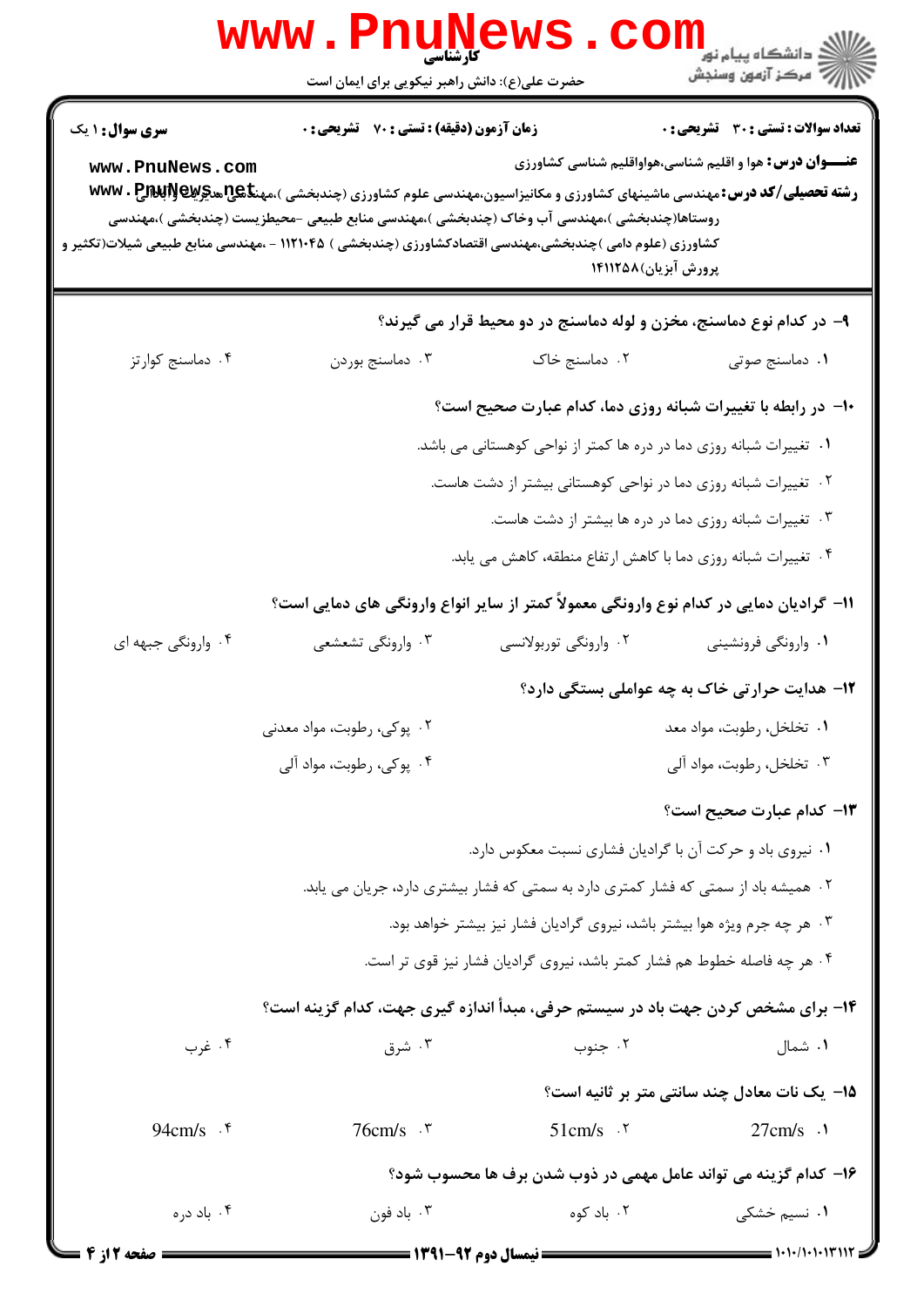کارشناسی

حضرت علی(ع): دانش راهبر نیکویی برای ایمان است

**سری سوال:** ۱ یک | **زمان آزمون (دقیقه) : تستی :** ۷۰ **تشریحی :** ۰ | **تعداد سوالات : تستی :** ۳۰ **تشریحی :** ۰

**عنـــوان درس:** هوا و اقلیم شناسی،هواواقلیم شناسی کشاورزی

**رشته تحصیلی/کد درس:** مهندسی ماشینهای کشاورزی و مکانیزاسیون،مهندسی علوم کشاورزی (چندبخشی )،مهندسی عمران و آبادانی روستاها(چندبخشی )،مهندسی آب وخاک (چندبخشی )،مهندسی منابع طبیعی -محیطزیست (چندبخشی )،مهندسی کشاورزی (علوم دامی )چندبخشی،مهندسی اقتصادکشاورزی (چندبخشی ) ۱۱۲۱۰۴۵ - ،مهندسی منابع طبیعی شیلات(تکثیر و پرورش آبزیان)۱۴۱۱۲۵۸

---

**۹- در کدام نوع دماسنج، مخزن و لوله دماسنج در دو محیط قرار می گیرند؟**

۱. دماسنج صوتی
۲. دماسنج خاک
۳. دماسنج بوردن
۴. دماسنج کوارتز

**۱۰- در رابطه با تغییرات شبانه روزی دما، کدام عبارت صحیح است؟**

۱. تغییرات شبانه روزی دما در دره ها کمتر از نواحی کوهستانی می باشد.
۲. تغییرات شبانه روزی دما در نواحی کوهستانی بیشتر از دشت هاست.
۳. تغییرات شبانه روزی دما در دره ها بیشتر از دشت هاست.
۴. تغییرات شبانه روزی دما با کاهش ارتفاع منطقه، کاهش می یابد.

**۱۱- گرادیان دمایی در کدام نوع وارونگی معمولاً کمتر از سایر انواع وارونگی های دمایی است؟**

۱. وارونگی فرونشینی
۲. وارونگی توربولانسی
۳. وارونگی تشعشعی
۴. وارونگی جبهه ای

**۱۲- هدایت حرارتی خاک به چه عواملی بستگی دارد؟**

۱. تخلخل، رطوبت، مواد معد
۲. پوکی، رطوبت، مواد معدنی
۳. تخلخل، رطوبت، مواد آلی
۴. پوکی، رطوبت، مواد آلی

**۱۳- کدام عبارت صحیح است؟**

۱. نیروی باد و حرکت آن با گرادیان فشاری نسبت معکوس دارد.
۲. همیشه باد از سمتی که فشار کمتری دارد به سمتی که فشار بیشتری دارد، جریان می یابد.
۳. هر چه جرم ویژه هوا بیشتر باشد، نیروی گرادیان فشار نیز بیشتر خواهد بود.
۴. هر چه فاصله خطوط هم فشار کمتر باشد، نیروی گرادیان فشار نیز قوی تر است.

**۱۴- برای مشخص کردن جهت باد در سیستم حرفی، مبدأ اندازه گیری جهت، کدام گزینه است؟**

۱. شمال
۲. جنوب
۳. شرق
۴. غرب

**۱۵- یک نات معادل چند سانتی متر بر ثانیه است؟**

۱. 27cm/s
۲. 51cm/s
۳. 76cm/s
۴. 94cm/s

**۱۶- کدام گزینه می تواند عامل مهمی در ذوب شدن برف ها محسوب شود؟**

۱. نسیم خشکی
۲. باد کوه
۳. باد فون
۴. باد دره

نیمسال دوم ۹۲-۱۳۹۱

۱۰۱۰/۱۰۱۰۱۳۱۱۲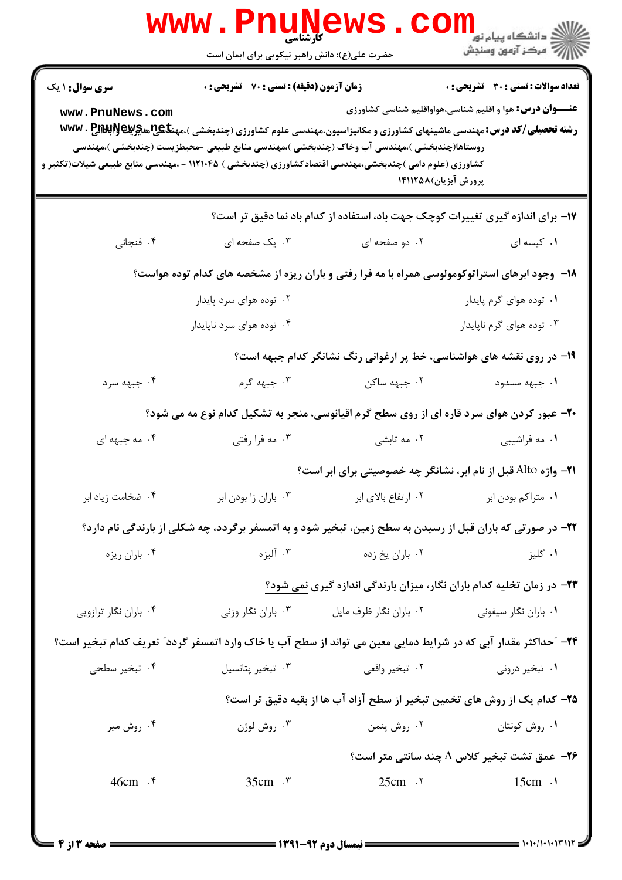۱۷- برای اندازه گیری تغییرات کوچک جهت باد، استفاده از کدام باد نما دقیق تر است؟

۱. کیسه ای
۲. دو صفحه ای
۳. یک صفحه ای
۴. فنجانی

۱۸- وجود ابرهای استراتوکومولوسی همراه با مه فرا رفتی و باران ریزه از مشخصه های کدام توده هواست؟

۱. توده هوای گرم پایدار
۲. توده هوای سرد پایدار
۳. توده هوای گرم ناپایدار
۴. توده هوای سرد ناپایدار

۱۹- در روی نقشه های هواشناسی، خط پر ارغوانی رنگ نشانگر کدام جبهه است؟

۱. جبهه مسدود
۲. جبهه ساکن
۳. جبهه گرم
۴. جبهه سرد

۲۰- عبور کردن هوای سرد قاره ای از روی سطح گرم اقیانوسی، منجر به تشکیل کدام نوع مه می شود؟

۱. مه فراشیبی
۲. مه تابشی
۳. مه فرا رفتی
۴. مه جبهه ای

۲۱- واژه Alto قبل از نام ابر، نشانگر چه خصوصیتی برای ابر است؟

۱. متراکم بودن ابر
۲. ارتفاع بالای ابر
۳. باران زا بودن ابر
۴. ضخامت زیاد ابر

۲۲- در صورتی که باران قبل از رسیدن به سطح زمین، تبخیر شود و به اتمسفر برگردد، چه شکلی از بارندگی نام دارد؟

۱. گلیز
۲. باران یخ زده
۳. آلیزه
۴. باران ریزه

۲۳- در زمان تخلیه کدام باران نگار، میزان بارندگی اندازه گیری نمی شود؟

۱. باران نگار سیفونی
۲. باران نگار ظرف مایل
۳. باران نگار وزنی
۴. باران نگار ترازویی

۲۴- "حداکثر مقدار آبی که در شرایط دمایی معین می تواند از سطح آب یا خاک وارد اتمسفر گردد" تعریف کدام تبخیر است؟

۱. تبخیر درونی
۲. تبخیر واقعی
۳. تبخیر پتانسیل
۴. تبخیر سطحی

۲۵- کدام یک از روش های تخمین تبخیر از سطح آزاد آب ها از بقیه دقیق تر است؟

۱. روش کونتان
۲. روش پنمن
۳. روش لوژن
۴. روش میر

۲۶- عمق تشت تبخیر کلاس A چند سانتی متر است؟

۱. 15cm
۲. 25cm
۳. 35cm
۴. 46cm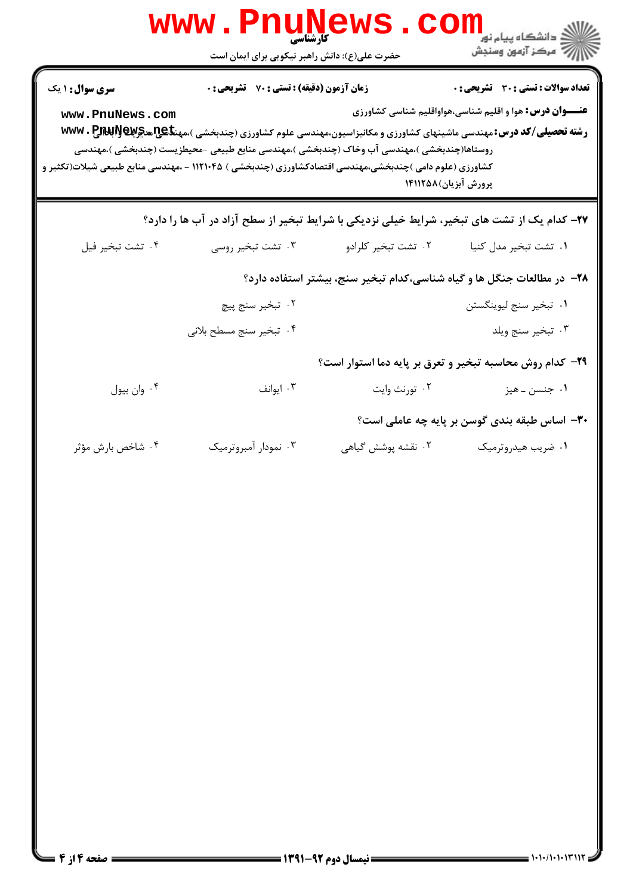**تعداد سوالات : تستی : ۳۰ تشریحی : ۰** | **زمان آزمون (دقیقه) : تستی : ۷۰ تشریحی : ۰** | **سری سوال : ۱ یک**

**عنـــوان درس:** هوا و اقلیم شناسی،هواواقلیم شناسی کشاورزی

**رشته تحصیلی/کد درس:** مهندسی ماشینهای کشاورزی و مکانیزاسیون،مهندسی علوم کشاورزی (چندبخشی )،مهندسی مدیریت و آبادانی روستاها(چندبخشی )،مهندسی آب وخاک (چندبخشی )،مهندسی منابع طبیعی -محیطزیست (چندبخشی )،مهندسی کشاورزی (علوم دامی )چندبخشی،مهندسی اقتصادکشاورزی (چندبخشی ) ۱۱۲۱۰۴۵ - ،مهندسی منابع طبیعی شیلات(تکثیر و پرورش آبزیان)۱۴۱۱۲۵۸

**۲۷-** کدام یک از تشت های تبخیر، شرایط خیلی نزدیکی با شرایط تبخیر از سطح آزاد در آب ها را دارد؟

۱. تشت تبخیر مدل کنیا
۲. تشت تبخیر کلرادو
۳. تشت تبخیر روسی
۴. تشت تبخیر فیل

**۲۸-** در مطالعات جنگل ها و گیاه شناسی،کدام تبخیر سنج، بیشتر استفاده دارد؟

۱. تبخیر سنج لیوینگستن
۲. تبخیر سنج پیچ
۳. تبخیر سنج ویلد
۴. تبخیر سنج مسطح بلانی

**۲۹-** کدام روش محاسبه تبخیر و تعرق بر پایه دما استوار است؟

۱. جنسن ـ هیز
۲. تورنث وایت
۳. ایوانف
۴. وان بیول

**۳۰-** اساس طبقه بندی گوسن بر پایه چه عاملی است؟

۱. ضریب هیدروترمیک
۲. نقشه پوشش گیاهی
۳. نمودار آمبروترمیک
۴. شاخص بارش مؤثر